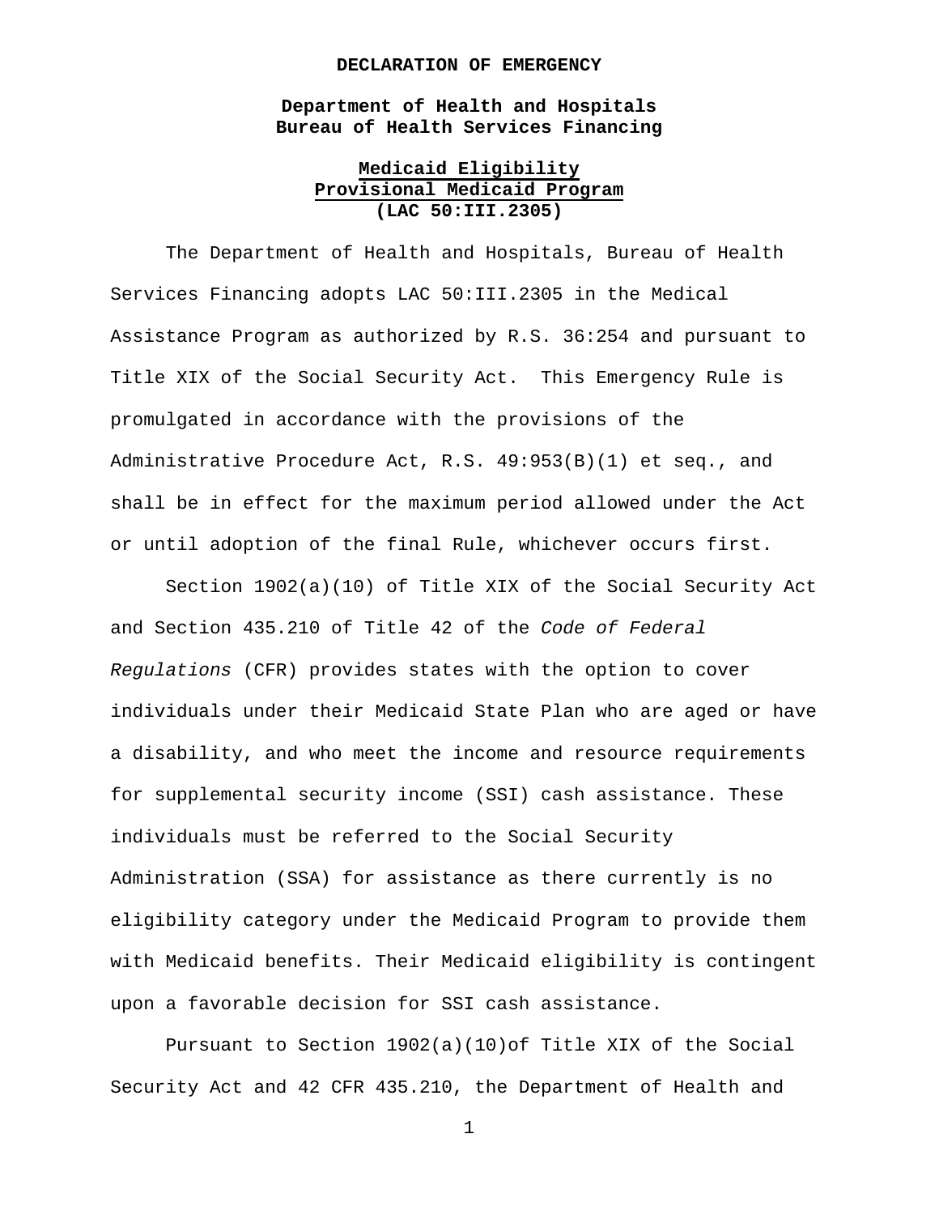**DECLARATION OF EMERGENCY**

**Department of Health and Hospitals**
**Bureau of Health Services Financing**

**<u>Medicaid Eligibility</u>**
**<u>Provisional Medicaid Program</u>**
**(LAC 50:III.2305)**

The Department of Health and Hospitals, Bureau of Health Services Financing adopts LAC 50:III.2305 in the Medical Assistance Program as authorized by R.S. 36:254 and pursuant to Title XIX of the Social Security Act. This Emergency Rule is promulgated in accordance with the provisions of the Administrative Procedure Act, R.S. 49:953(B)(1) et seq., and shall be in effect for the maximum period allowed under the Act or until adoption of the final Rule, whichever occurs first.

Section 1902(a)(10) of Title XIX of the Social Security Act and Section 435.210 of Title 42 of the *Code of Federal Regulations* (CFR) provides states with the option to cover individuals under their Medicaid State Plan who are aged or have a disability, and who meet the income and resource requirements for supplemental security income (SSI) cash assistance. These individuals must be referred to the Social Security Administration (SSA) for assistance as there currently is no eligibility category under the Medicaid Program to provide them with Medicaid benefits. Their Medicaid eligibility is contingent upon a favorable decision for SSI cash assistance.

Pursuant to Section 1902(a)(10)of Title XIX of the Social Security Act and 42 CFR 435.210, the Department of Health and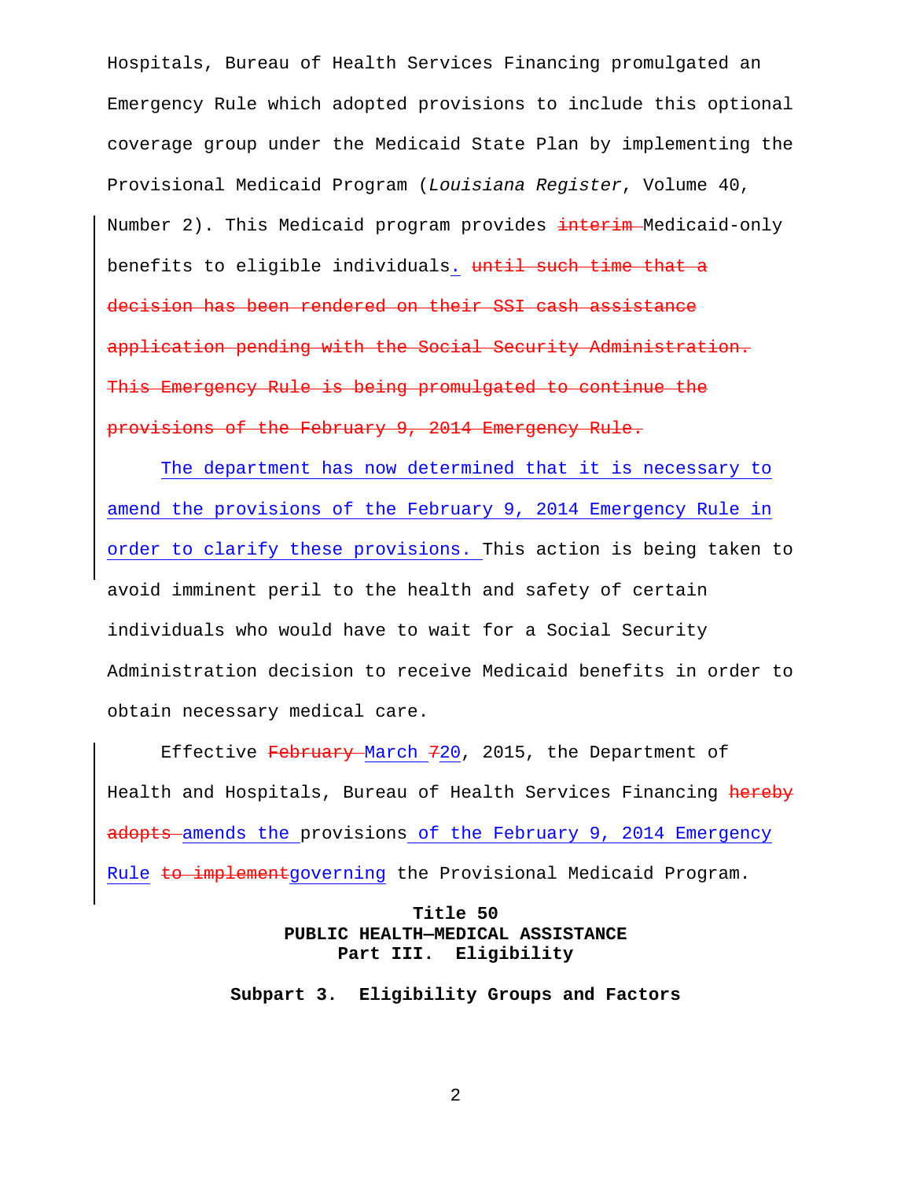Hospitals, Bureau of Health Services Financing promulgated an Emergency Rule which adopted provisions to include this optional coverage group under the Medicaid State Plan by implementing the Provisional Medicaid Program (*Louisiana Register*, Volume 40, Number 2). This Medicaid program provides ~~interim~~ Medicaid-only benefits to eligible individuals. ~~until such time that a decision has been rendered on their SSI cash assistance application pending with the Social Security Administration. This Emergency Rule is being promulgated to continue the provisions of the February 9, 2014 Emergency Rule.~~

The department has now determined that it is necessary to amend the provisions of the February 9, 2014 Emergency Rule in order to clarify these provisions. This action is being taken to avoid imminent peril to the health and safety of certain individuals who would have to wait for a Social Security Administration decision to receive Medicaid benefits in order to obtain necessary medical care.

Effective ~~February~~ March ~~7~~20, 2015, the Department of Health and Hospitals, Bureau of Health Services Financing ~~hereby adopts~~ amends the provisions of the February 9, 2014 Emergency Rule ~~to implement~~governing the Provisional Medicaid Program.

**Title 50**
**PUBLIC HEALTH—MEDICAL ASSISTANCE**
**Part III. Eligibility**

**Subpart 3. Eligibility Groups and Factors**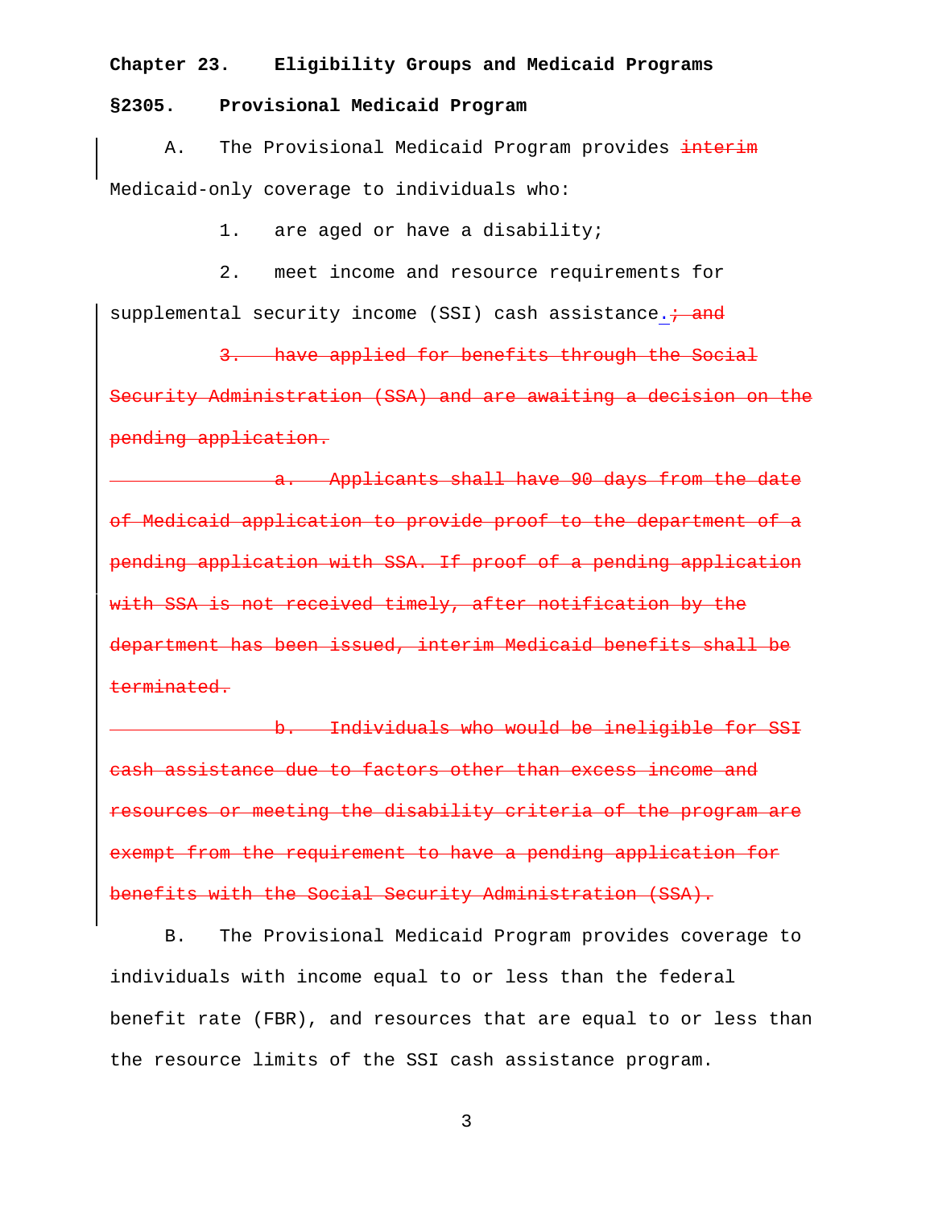**Chapter 23. Eligibility Groups and Medicaid Programs**

**§2305. Provisional Medicaid Program**

A. The Provisional Medicaid Program provides ~~interim~~ Medicaid-only coverage to individuals who:

1. are aged or have a disability;

2. meet income and resource requirements for supplemental security income (SSI) cash assistance.~~; and~~

~~3. have applied for benefits through the Social Security Administration (SSA) and are awaiting a decision on the pending application.~~

~~a. Applicants shall have 90 days from the date of Medicaid application to provide proof to the department of a pending application with SSA. If proof of a pending application with SSA is not received timely, after notification by the department has been issued, interim Medicaid benefits shall be terminated.~~

~~b. Individuals who would be ineligible for SSI cash assistance due to factors other than excess income and resources or meeting the disability criteria of the program are exempt from the requirement to have a pending application for benefits with the Social Security Administration (SSA).~~

B. The Provisional Medicaid Program provides coverage to individuals with income equal to or less than the federal benefit rate (FBR), and resources that are equal to or less than the resource limits of the SSI cash assistance program.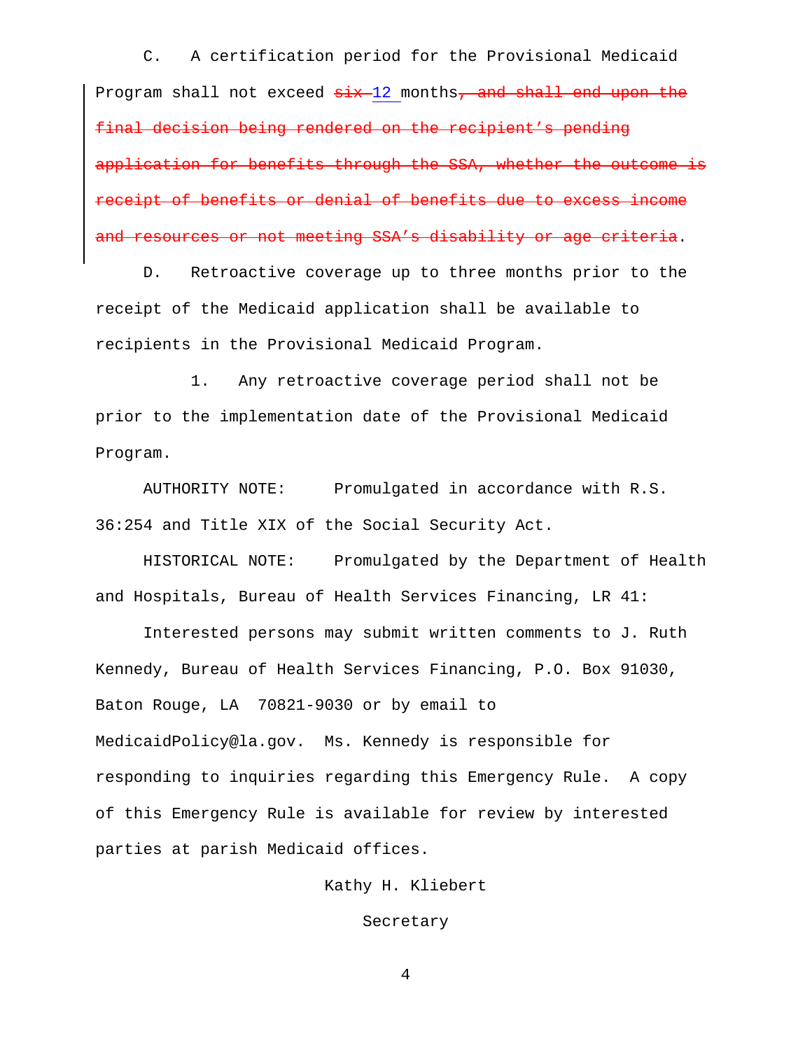C. A certification period for the Provisional Medicaid Program shall not exceed ~~six~~ 12 months~~, and shall end upon the final decision being rendered on the recipient's pending application for benefits through the SSA, whether the outcome is receipt of benefits or denial of benefits due to excess income and resources or not meeting SSA's disability or age criteria~~.

D. Retroactive coverage up to three months prior to the receipt of the Medicaid application shall be available to recipients in the Provisional Medicaid Program.

1. Any retroactive coverage period shall not be prior to the implementation date of the Provisional Medicaid Program.

AUTHORITY NOTE: Promulgated in accordance with R.S. 36:254 and Title XIX of the Social Security Act.

HISTORICAL NOTE: Promulgated by the Department of Health and Hospitals, Bureau of Health Services Financing, LR 41:

Interested persons may submit written comments to J. Ruth Kennedy, Bureau of Health Services Financing, P.O. Box 91030, Baton Rouge, LA 70821-9030 or by email to MedicaidPolicy@la.gov. Ms. Kennedy is responsible for responding to inquiries regarding this Emergency Rule. A copy of this Emergency Rule is available for review by interested parties at parish Medicaid offices.

Kathy H. Kliebert

Secretary